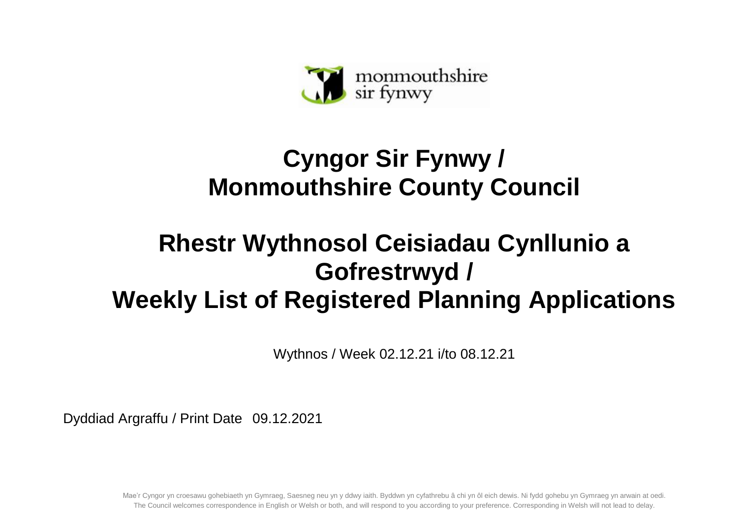monmouthshire
sir fynwy

# Cyngor Sir Fynwy / Monmouthshire County Council

# Rhestr Wythnosol Ceisiadau Cynllunio a Gofrestrwyd / Weekly List of Registered Planning Applications

Wythnos / Week 02.12.21 i/to 08.12.21

Dyddiad Argraffu / Print Date 09.12.2021

Mae'r Cyngor yn croesawu gohebiaeth yn Gymraeg, Saesneg neu yn y ddwy iaith. Byddwn yn cyfathrebu â chi yn ôl eich dewis. Ni fydd gohebu yn Gymraeg yn arwain at oedi.
The Council welcomes correspondence in English or Welsh or both, and will respond to you according to your preference. Corresponding in Welsh will not lead to delay.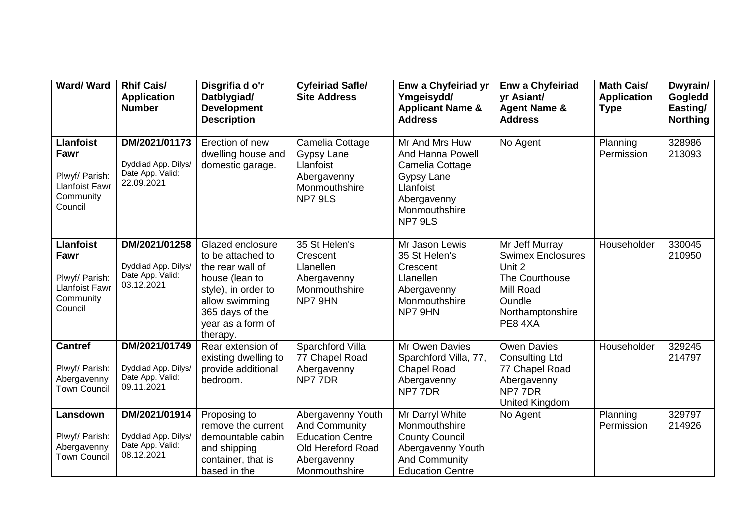| Ward/ Ward | Rhif Cais/ Application Number | Disgrifia d o'r Datblygiad/ Development Description | Cyfeiriad Safle/ Site Address | Enw a Chyfeiriad yr Ymgeisydd/ Applicant Name & Address | Enw a Chyfeiriad yr Asiant/ Agent Name & Address | Math Cais/ Application Type | Dwyrain/ Gogledd Easting/ Northing |
|---|---|---|---|---|---|---|---|
| **Llanfoist Fawr** Plwyf/ Parish: Llanfoist Fawr Community Council | **DM/2021/01173** Dyddiad App. Dilys/ Date App. Valid: 22.09.2021 | Erection of new dwelling house and domestic garage. | Camelia Cottage Gypsy Lane Llanfoist Abergavenny Monmouthshire NP7 9LS | Mr And Mrs Huw And Hanna Powell Camelia Cottage Gypsy Lane Llanfoist Abergavenny Monmouthshire NP7 9LS | No Agent | Planning Permission | 328986 213093 |
| **Llanfoist Fawr** Plwyf/ Parish: Llanfoist Fawr Community Council | **DM/2021/01258** Dyddiad App. Dilys/ Date App. Valid: 03.12.2021 | Glazed enclosure to be attached to the rear wall of house (lean to style), in order to allow swimming 365 days of the year as a form of therapy. | 35 St Helen's Crescent Llanellen Abergavenny Monmouthshire NP7 9HN | Mr Jason Lewis 35 St Helen's Crescent Llanellen Abergavenny Monmouthshire NP7 9HN | Mr Jeff Murray Swimex Enclosures Unit 2 The Courthouse Mill Road Oundle Northamptonshire PE8 4XA | Householder | 330045 210950 |
| **Cantref** Plwyf/ Parish: Abergavenny Town Council | **DM/2021/01749** Dyddiad App. Dilys/ Date App. Valid: 09.11.2021 | Rear extension of existing dwelling to provide additional bedroom. | Sparchford Villa 77 Chapel Road Abergavenny NP7 7DR | Mr Owen Davies Sparchford Villa, 77, Chapel Road Abergavenny NP7 7DR | Owen Davies Consulting Ltd 77 Chapel Road Abergavenny NP7 7DR United Kingdom | Householder | 329245 214797 |
| **Lansdown** Plwyf/ Parish: Abergavenny Town Council | **DM/2021/01914** Dyddiad App. Dilys/ Date App. Valid: 08.12.2021 | Proposing to remove the current demountable cabin and shipping container, that is based in the | Abergavenny Youth And Community Education Centre Old Hereford Road Abergavenny Monmouthshire | Mr Darryl White Monmouthshire County Council Abergavenny Youth And Community Education Centre | No Agent | Planning Permission | 329797 214926 |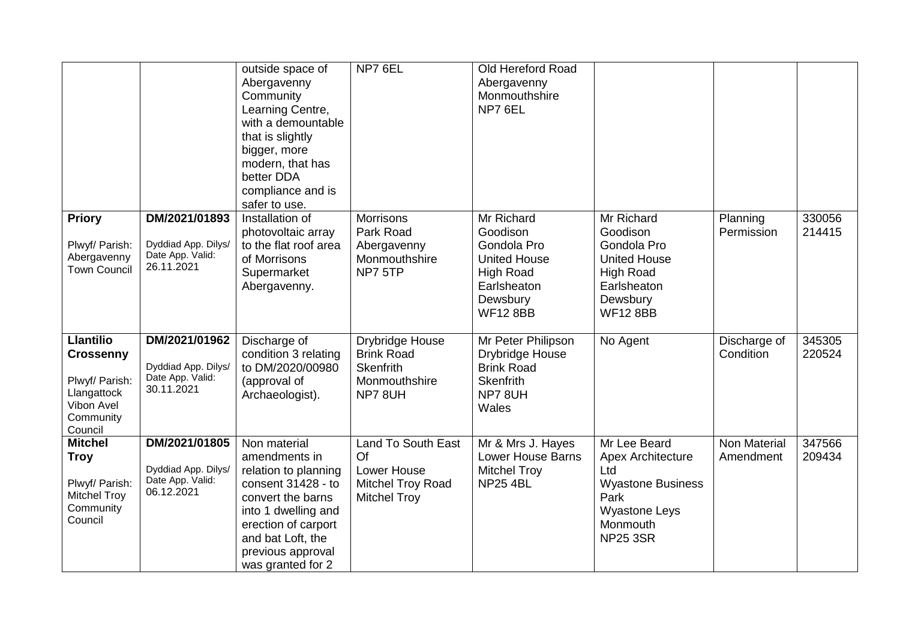| | | | | | | | |
|---|---|---|---|---|---|---|---|
| | | outside space of Abergavenny Community Learning Centre, with a demountable that is slightly bigger, more modern, that has better DDA compliance and is safer to use. | NP7 6EL | Old Hereford Road Abergavenny Monmouthshire NP7 6EL | | | |
| **Priory** Plwyf/ Parish: Abergavenny Town Council | **DM/2021/01893** Dyddiad App. Dilys/ Date App. Valid: 26.11.2021 | Installation of photovoltaic array to the flat roof area of Morrisons Supermarket Abergavenny. | Morrisons Park Road Abergavenny Monmouthshire NP7 5TP | Mr Richard Goodison Gondola Pro United House High Road Earlsheaton Dewsbury WF12 8BB | Mr Richard Goodison Gondola Pro United House High Road Earlsheaton Dewsbury WF12 8BB | Planning Permission | 330056 214415 |
| **Llantilio Crossenny** Plwyf/ Parish: Llangattock Vibon Avel Community Council | **DM/2021/01962** Dyddiad App. Dilys/ Date App. Valid: 30.11.2021 | Discharge of condition 3 relating to DM/2020/00980 (approval of Archaeologist). | Drybridge House Brink Road Skenfrith Monmouthshire NP7 8UH | Mr Peter Philipson Drybridge House Brink Road Skenfrith NP7 8UH Wales | No Agent | Discharge of Condition | 345305 220524 |
| **Mitchel Troy** Plwyf/ Parish: Mitchel Troy Community Council | **DM/2021/01805** Dyddiad App. Dilys/ Date App. Valid: 06.12.2021 | Non material amendments in relation to planning consent 31428 - to convert the barns into 1 dwelling and erection of carport and bat Loft, the previous approval was granted for 2 | Land To South East Of Lower House Mitchel Troy Road Mitchel Troy | Mr & Mrs J. Hayes Lower House Barns Mitchel Troy NP25 4BL | Mr Lee Beard Apex Architecture Ltd Wyastone Business Park Wyastone Leys Monmouth NP25 3SR | Non Material Amendment | 347566 209434 |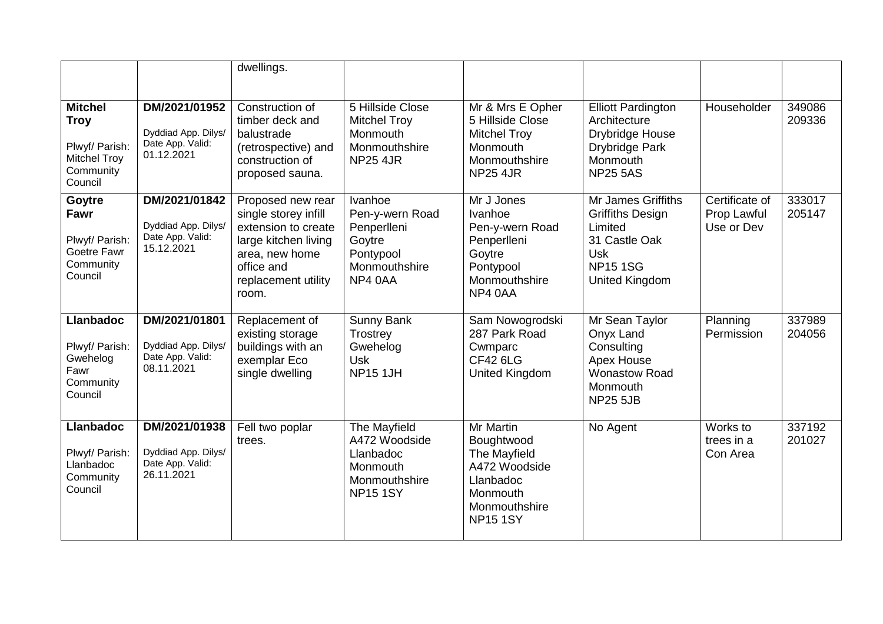| | | dwellings. | | | | | |
|---|---|---|---|---|---|---|---|
| **Mitchel Troy**<br>Plwyf/ Parish: Mitchel Troy Community Council | **DM/2021/01952**<br>Dyddiad App. Dilys/ Date App. Valid: 01.12.2021 | Construction of timber deck and balustrade (retrospective) and construction of proposed sauna. | 5 Hillside Close<br>Mitchel Troy<br>Monmouth<br>Monmouthshire<br>NP25 4JR | Mr & Mrs E Opher<br>5 Hillside Close<br>Mitchel Troy<br>Monmouth<br>Monmouthshire<br>NP25 4JR | Elliott Pardington Architecture<br>Drybridge House<br>Drybridge Park<br>Monmouth<br>NP25 5AS | Householder | 349086<br>209336 |
| **Goytre Fawr**<br>Plwyf/ Parish: Goetre Fawr Community Council | **DM/2021/01842**<br>Dyddiad App. Dilys/ Date App. Valid: 15.12.2021 | Proposed new rear single storey infill extension to create large kitchen living area, new home office and replacement utility room. | Ivanhoe<br>Pen-y-wern Road<br>Penperlleni<br>Goytre<br>Pontypool<br>Monmouthshire<br>NP4 0AA | Mr J Jones<br>Ivanhoe<br>Pen-y-wern Road<br>Penperlleni<br>Goytre<br>Pontypool<br>Monmouthshire<br>NP4 0AA | Mr James Griffiths<br>Griffiths Design Limited<br>31 Castle Oak<br>Usk<br>NP15 1SG<br>United Kingdom | Certificate of Prop Lawful Use or Dev | 333017<br>205147 |
| **Llanbadoc**<br>Plwyf/ Parish: Gwehelog Fawr Community Council | **DM/2021/01801**<br>Dyddiad App. Dilys/ Date App. Valid: 08.11.2021 | Replacement of existing storage buildings with an exemplar Eco single dwelling | Sunny Bank<br>Trostrey<br>Gwehelog<br>Usk<br>NP15 1JH | Sam Nowogrodski<br>287 Park Road<br>Cwmparc<br>CF42 6LG<br>United Kingdom | Mr Sean Taylor<br>Onyx Land Consulting<br>Apex House<br>Wonastow Road<br>Monmouth<br>NP25 5JB | Planning Permission | 337989<br>204056 |
| **Llanbadoc**<br>Plwyf/ Parish: Llanbadoc Community Council | **DM/2021/01938**<br>Dyddiad App. Dilys/ Date App. Valid: 26.11.2021 | Fell two poplar trees. | The Mayfield<br>A472 Woodside<br>Llanbadoc<br>Monmouth<br>Monmouthshire<br>NP15 1SY | Mr Martin Boughtwood<br>The Mayfield<br>A472 Woodside<br>Llanbadoc<br>Monmouth<br>Monmouthshire<br>NP15 1SY | No Agent | Works to trees in a Con Area | 337192<br>201027 |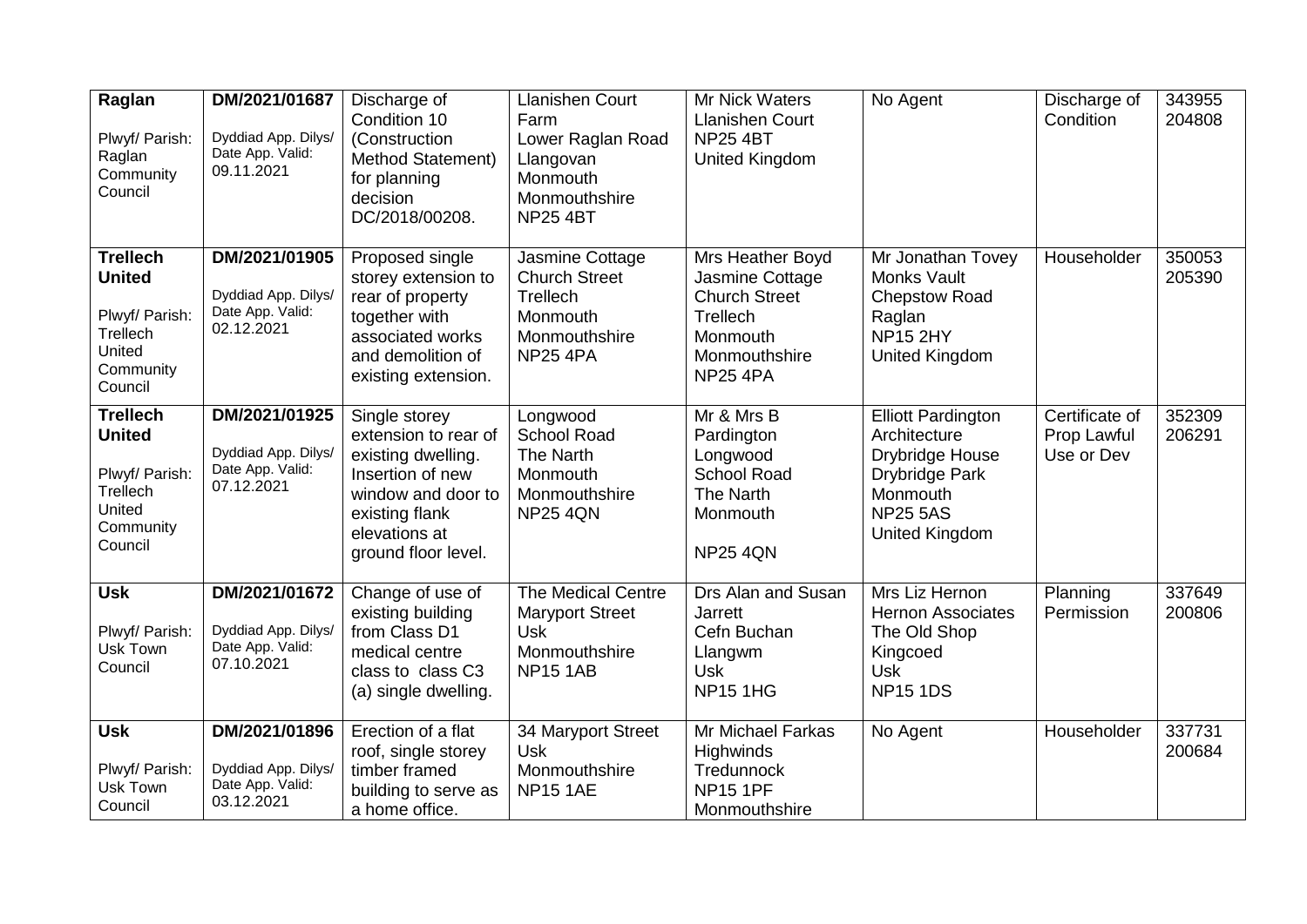| | | | | | | | |
|---|---|---|---|---|---|---|---|
| **Raglan**<br><br>Plwyf/ Parish: Raglan Community Council | **DM/2021/01687**<br><br>Dyddiad App. Dilys/ Date App. Valid: 09.11.2021 | Discharge of Condition 10 (Construction Method Statement) for planning decision DC/2018/00208. | Llanishen Court Farm Lower Raglan Road Llangovan Monmouth Monmouthshire NP25 4BT | Mr Nick Waters Llanishen Court NP25 4BT United Kingdom | No Agent | Discharge of Condition | 343955 204808 |
| **Trellech United**<br><br>Plwyf/ Parish: Trellech United Community Council | **DM/2021/01905**<br><br>Dyddiad App. Dilys/ Date App. Valid: 02.12.2021 | Proposed single storey extension to rear of property together with associated works and demolition of existing extension. | Jasmine Cottage Church Street Trellech Monmouth Monmouthshire NP25 4PA | Mrs Heather Boyd Jasmine Cottage Church Street Trellech Monmouth Monmouthshire NP25 4PA | Mr Jonathan Tovey Monks Vault Chepstow Road Raglan NP15 2HY United Kingdom | Householder | 350053 205390 |
| **Trellech United**<br><br>Plwyf/ Parish: Trellech United Community Council | **DM/2021/01925**<br><br>Dyddiad App. Dilys/ Date App. Valid: 07.12.2021 | Single storey extension to rear of existing dwelling. Insertion of new window and door to existing flank elevations at ground floor level. | Longwood School Road The Narth Monmouth Monmouthshire NP25 4QN | Mr & Mrs B Pardington Longwood School Road The Narth Monmouth<br><br>NP25 4QN | Elliott Pardington Architecture Drybridge House Drybridge Park Monmouth NP25 5AS United Kingdom | Certificate of Prop Lawful Use or Dev | 352309 206291 |
| **Usk**<br><br>Plwyf/ Parish: Usk Town Council | **DM/2021/01672**<br><br>Dyddiad App. Dilys/ Date App. Valid: 07.10.2021 | Change of use of existing building from Class D1 medical centre class to class C3 (a) single dwelling. | The Medical Centre Maryport Street Usk Monmouthshire NP15 1AB | Drs Alan and Susan Jarrett Cefn Buchan Llangwm Usk NP15 1HG | Mrs Liz Hernon Hernon Associates The Old Shop Kingcoed Usk NP15 1DS | Planning Permission | 337649 200806 |
| **Usk**<br><br>Plwyf/ Parish: Usk Town Council | **DM/2021/01896**<br><br>Dyddiad App. Dilys/ Date App. Valid: 03.12.2021 | Erection of a flat roof, single storey timber framed building to serve as a home office. | 34 Maryport Street Usk Monmouthshire NP15 1AE | Mr Michael Farkas Highwinds Tredunnock NP15 1PF Monmouthshire | No Agent | Householder | 337731 200684 |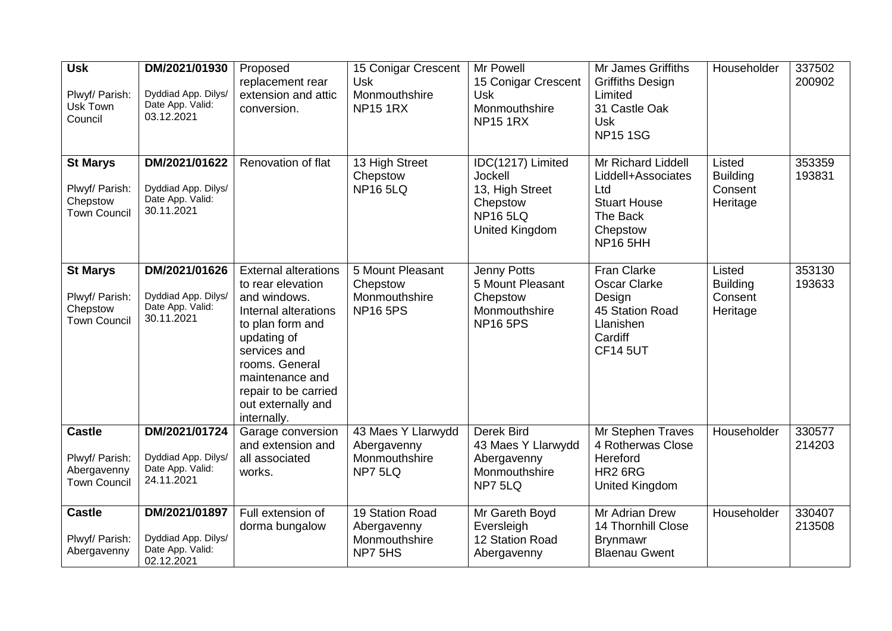| **Usk**<br><br>Plwyf/ Parish: Usk Town Council | **DM/2021/01930**<br><br>Dyddiad App. Dilys/ Date App. Valid: 03.12.2021 | Proposed replacement rear extension and attic conversion. | 15 Conigar Crescent Usk Monmouthshire NP15 1RX | Mr Powell 15 Conigar Crescent Usk Monmouthshire NP15 1RX | Mr James Griffiths Griffiths Design Limited 31 Castle Oak Usk NP15 1SG | Householder | 337502 200902 |
|---|---|---|---|---|---|---|---|
| **St Marys**<br><br>Plwyf/ Parish: Chepstow Town Council | **DM/2021/01622**<br><br>Dyddiad App. Dilys/ Date App. Valid: 30.11.2021 | Renovation of flat | 13 High Street Chepstow NP16 5LQ | IDC(1217) Limited Jockell 13, High Street Chepstow NP16 5LQ United Kingdom | Mr Richard Liddell Liddell+Associates Ltd Stuart House The Back Chepstow NP16 5HH | Listed Building Consent Heritage | 353359 193831 |
| **St Marys**<br><br>Plwyf/ Parish: Chepstow Town Council | **DM/2021/01626**<br><br>Dyddiad App. Dilys/ Date App. Valid: 30.11.2021 | External alterations to rear elevation and windows. Internal alterations to plan form and updating of services and rooms. General maintenance and repair to be carried out externally and internally. | 5 Mount Pleasant Chepstow Monmouthshire NP16 5PS | Jenny Potts 5 Mount Pleasant Chepstow Monmouthshire NP16 5PS | Fran Clarke Oscar Clarke Design 45 Station Road Llanishen Cardiff CF14 5UT | Listed Building Consent Heritage | 353130 193633 |
| **Castle**<br><br>Plwyf/ Parish: Abergavenny Town Council | **DM/2021/01724**<br><br>Dyddiad App. Dilys/ Date App. Valid: 24.11.2021 | Garage conversion and extension and all associated works. | 43 Maes Y Llarwydd Abergavenny Monmouthshire NP7 5LQ | Derek Bird 43 Maes Y Llarwydd Abergavenny Monmouthshire NP7 5LQ | Mr Stephen Traves 4 Rotherwas Close Hereford HR2 6RG United Kingdom | Householder | 330577 214203 |
| **Castle**<br><br>Plwyf/ Parish: Abergavenny | **DM/2021/01897**<br><br>Dyddiad App. Dilys/ Date App. Valid: 02.12.2021 | Full extension of dorma bungalow | 19 Station Road Abergavenny Monmouthshire NP7 5HS | Mr Gareth Boyd Eversleigh 12 Station Road Abergavenny | Mr Adrian Drew 14 Thornhill Close Brynmawr Blaenau Gwent | Householder | 330407 213508 |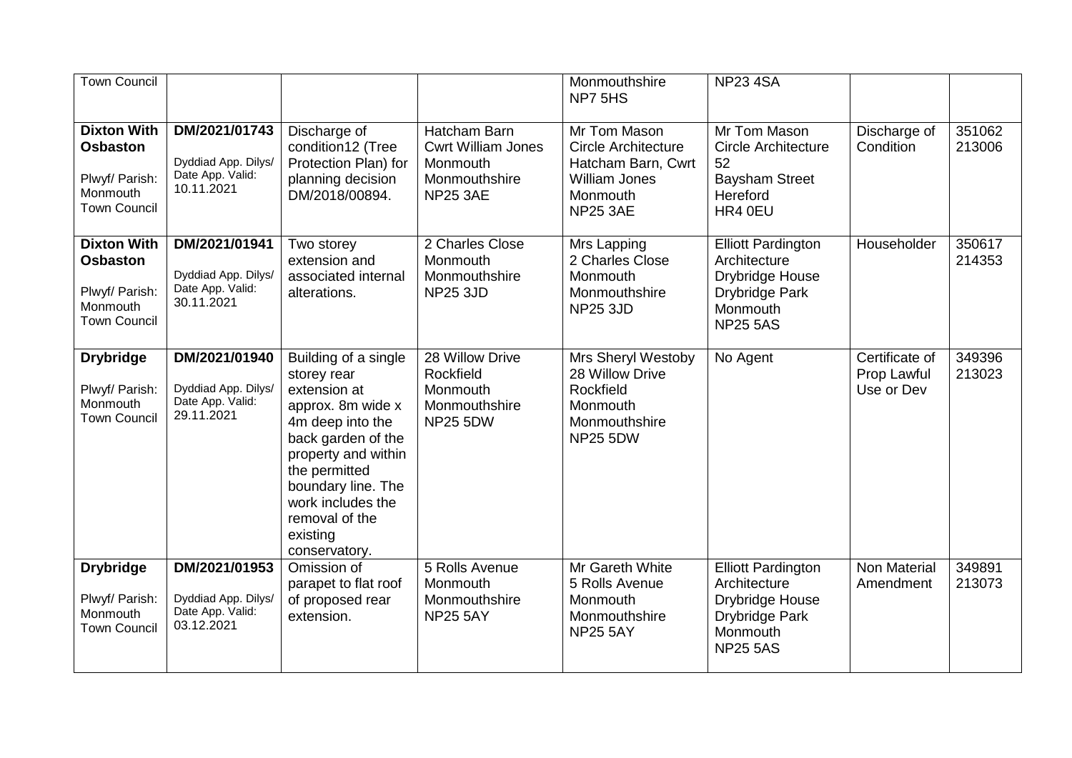| | | | | | | | |
|---|---|---|---|---|---|---|---|
| Town Council | | | | Monmouthshire NP7 5HS | NP23 4SA | | |
| **Dixton With Osbaston** Plwyf/ Parish: Monmouth Town Council | DM/2021/01743 Dyddiad App. Dilys/ Date App. Valid: 10.11.2021 | Discharge of condition12 (Tree Protection Plan) for planning decision DM/2018/00894. | Hatcham Barn Cwrt William Jones Monmouth Monmouthshire NP25 3AE | Mr Tom Mason Circle Architecture Hatcham Barn, Cwrt William Jones Monmouth NP25 3AE | Mr Tom Mason Circle Architecture 52 Baysham Street Hereford HR4 0EU | Discharge of Condition | 351062 213006 |
| **Dixton With Osbaston** Plwyf/ Parish: Monmouth Town Council | DM/2021/01941 Dyddiad App. Dilys/ Date App. Valid: 30.11.2021 | Two storey extension and associated internal alterations. | 2 Charles Close Monmouth Monmouthshire NP25 3JD | Mrs Lapping 2 Charles Close Monmouth Monmouthshire NP25 3JD | Elliott Pardington Architecture Drybridge House Drybridge Park Monmouth NP25 5AS | Householder | 350617 214353 |
| **Drybridge** Plwyf/ Parish: Monmouth Town Council | DM/2021/01940 Dyddiad App. Dilys/ Date App. Valid: 29.11.2021 | Building of a single storey rear extension at approx. 8m wide x 4m deep into the back garden of the property and within the permitted boundary line. The work includes the removal of the existing conservatory. | 28 Willow Drive Rockfield Monmouth Monmouthshire NP25 5DW | Mrs Sheryl Westoby 28 Willow Drive Rockfield Monmouth Monmouthshire NP25 5DW | No Agent | Certificate of Prop Lawful Use or Dev | 349396 213023 |
| **Drybridge** Plwyf/ Parish: Monmouth Town Council | DM/2021/01953 Dyddiad App. Dilys/ Date App. Valid: 03.12.2021 | Omission of parapet to flat roof of proposed rear extension. | 5 Rolls Avenue Monmouth Monmouthshire NP25 5AY | Mr Gareth White 5 Rolls Avenue Monmouth Monmouthshire NP25 5AY | Elliott Pardington Architecture Drybridge House Drybridge Park Monmouth NP25 5AS | Non Material Amendment | 349891 213073 |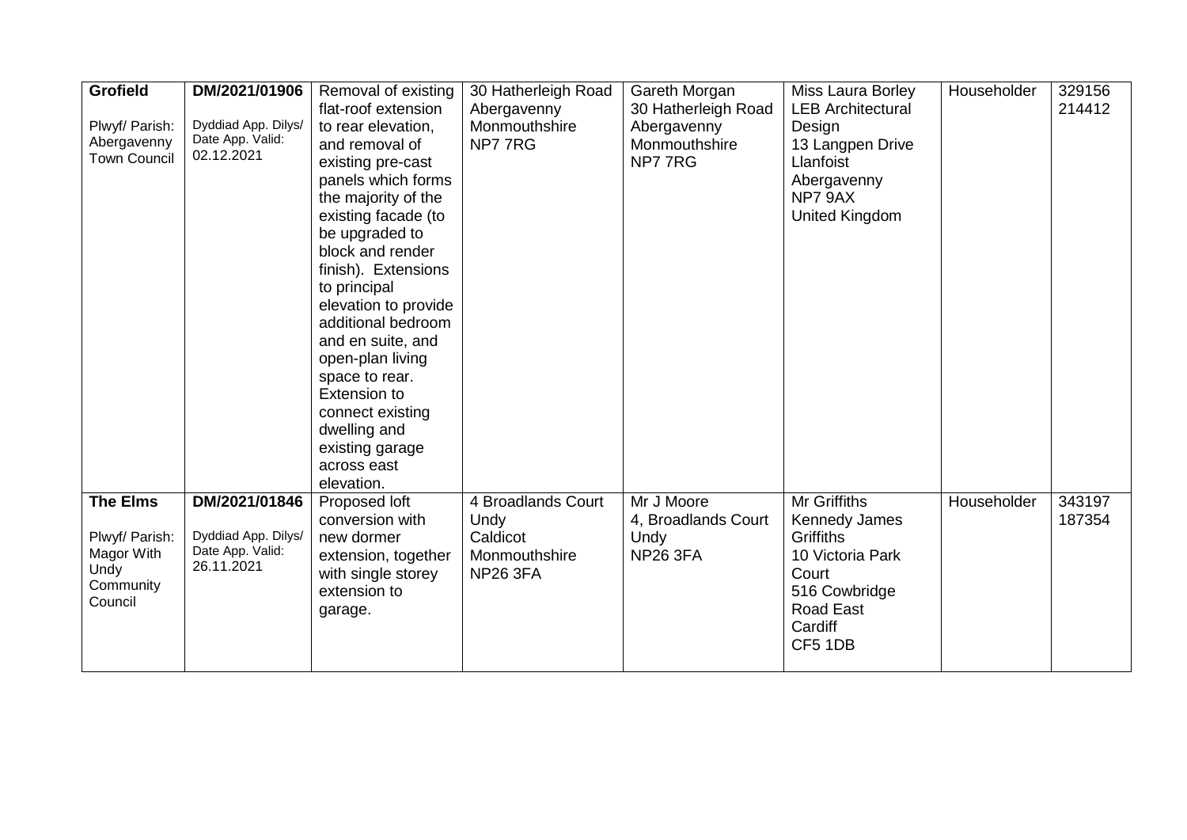| | | | | | | | |
|---|---|---|---|---|---|---|---|
| **Grofield**<br><br>Plwyf/ Parish: Abergavenny Town Council | **DM/2021/01906**<br><br>Dyddiad App. Dilys/ Date App. Valid: 02.12.2021 | Removal of existing flat-roof extension to rear elevation, and removal of existing pre-cast panels which forms the majority of the existing facade (to be upgraded to block and render finish). Extensions to principal elevation to provide additional bedroom and en suite, and open-plan living space to rear. Extension to connect existing dwelling and existing garage across east elevation. | 30 Hatherleigh Road Abergavenny Monmouthshire NP7 7RG | Gareth Morgan 30 Hatherleigh Road Abergavenny Monmouthshire NP7 7RG | Miss Laura Borley LEB Architectural Design 13 Langpen Drive Llanfoist Abergavenny NP7 9AX United Kingdom | Householder | 329156 214412 |
| **The Elms**<br><br>Plwyf/ Parish: Magor With Undy Community Council | **DM/2021/01846**<br><br>Dyddiad App. Dilys/ Date App. Valid: 26.11.2021 | Proposed loft conversion with new dormer extension, together with single storey extension to garage. | 4 Broadlands Court Undy Caldicot Monmouthshire NP26 3FA | Mr J Moore 4, Broadlands Court Undy NP26 3FA | Mr Griffiths Kennedy James Griffiths 10 Victoria Park Court 516 Cowbridge Road East Cardiff CF5 1DB | Householder | 343197 187354 |